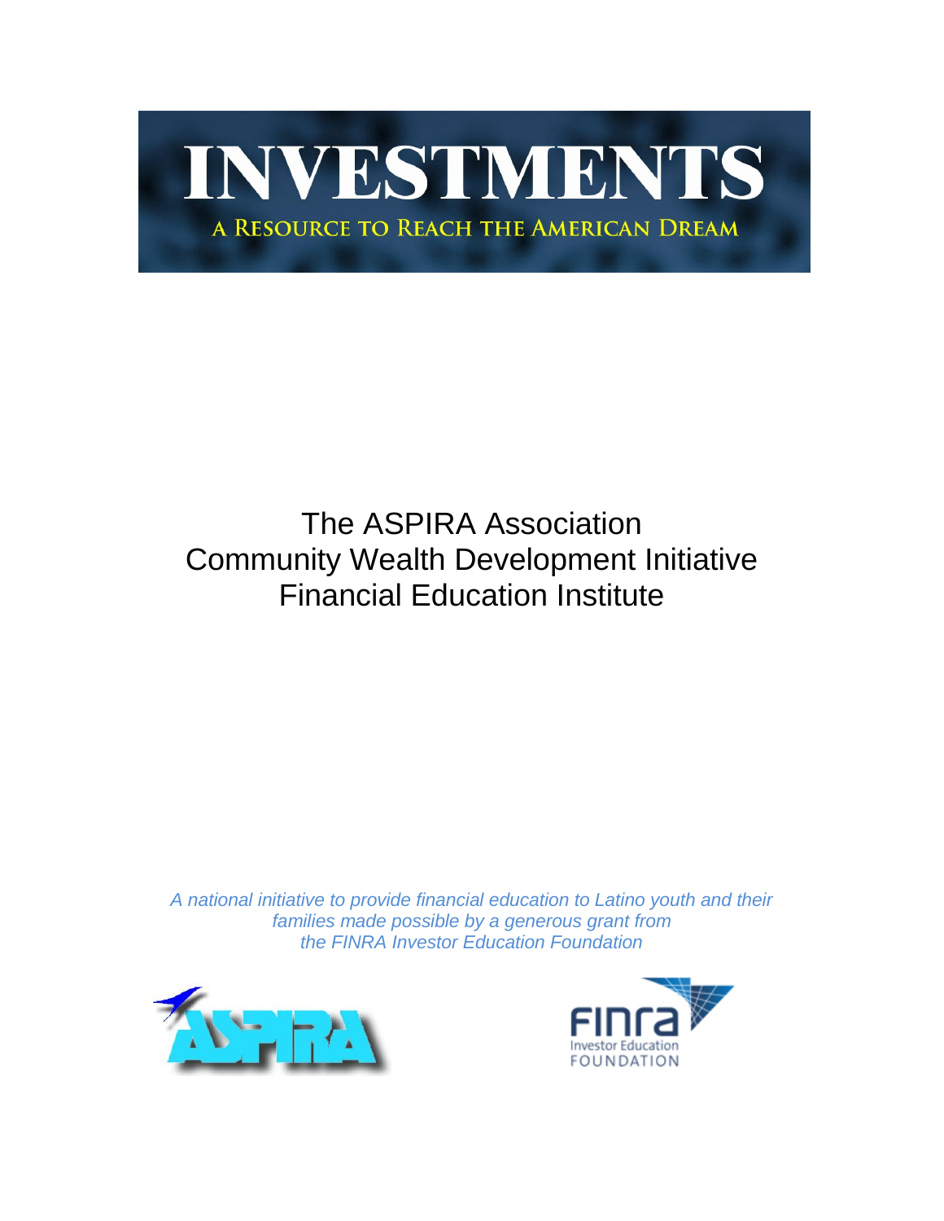# INVESTMENTS

## A Resource to Reach the American Dream

The ASPIRA Association
Community Wealth Development Initiative
Financial Education Institute

*A national initiative to provide financial education to Latino youth and their families made possible by a generous grant from the FINRA Investor Education Foundation*

ASPIRA

FINRA Investor Education FOUNDATION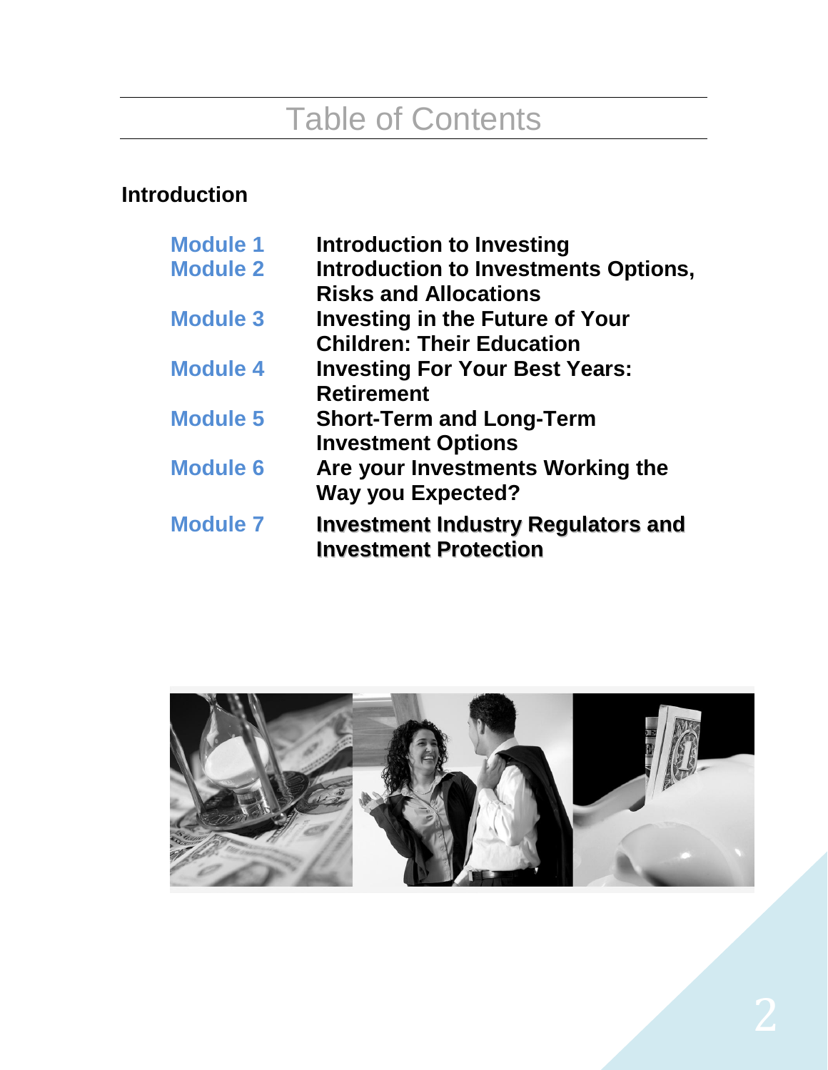# Table of Contents

**Introduction**

| | |
|---|---|
| **Module 1** | **Introduction to Investing** |
| **Module 2** | **Introduction to Investments Options, Risks and Allocations** |
| **Module 3** | **Investing in the Future of Your Children: Their Education** |
| **Module 4** | **Investing For Your Best Years: Retirement** |
| **Module 5** | **Short-Term and Long-Term Investment Options** |
| **Module 6** | **Are your Investments Working the Way you Expected?** |
| **Module 7** | **Investment Industry Regulators and Investment Protection** |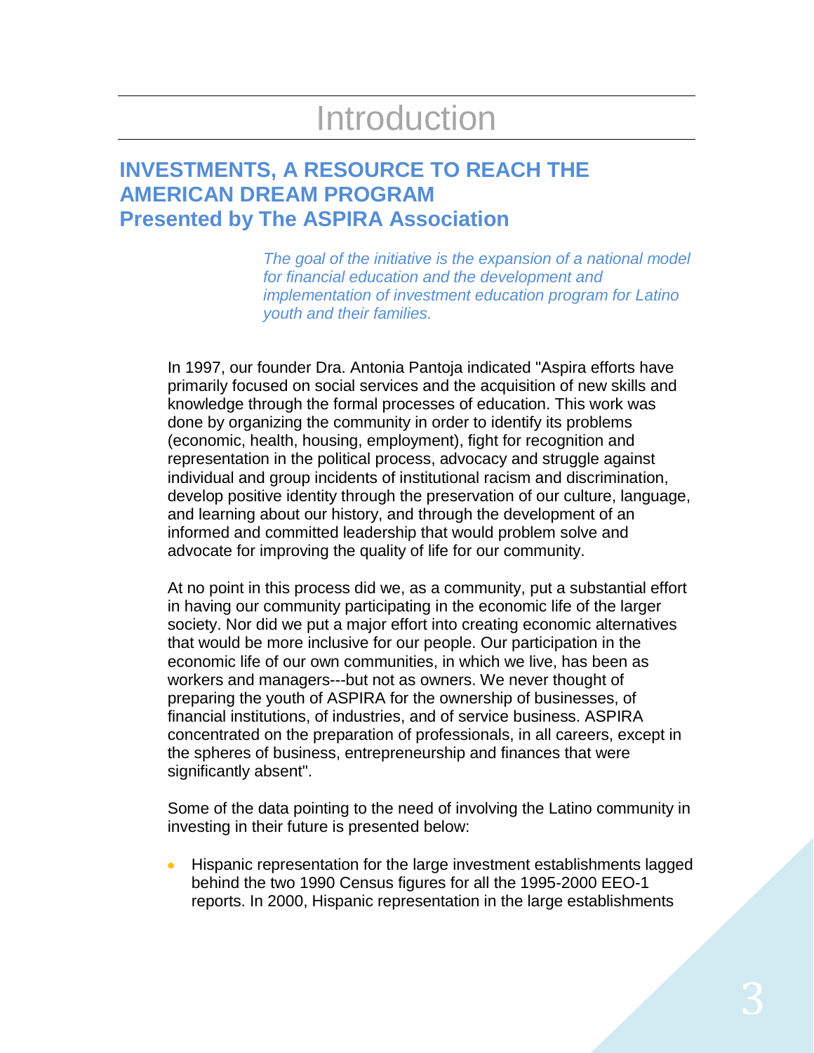# Introduction

## INVESTMENTS, A RESOURCE TO REACH THE AMERICAN DREAM PROGRAM
## Presented by The ASPIRA Association

*The goal of the initiative is the expansion of a national model for financial education and the development and implementation of investment education program for Latino youth and their families.*

In 1997, our founder Dra. Antonia Pantoja indicated "Aspira efforts have primarily focused on social services and the acquisition of new skills and knowledge through the formal processes of education. This work was done by organizing the community in order to identify its problems (economic, health, housing, employment), fight for recognition and representation in the political process, advocacy and struggle against individual and group incidents of institutional racism and discrimination, develop positive identity through the preservation of our culture, language, and learning about our history, and through the development of an informed and committed leadership that would problem solve and advocate for improving the quality of life for our community.

At no point in this process did we, as a community, put a substantial effort in having our community participating in the economic life of the larger society. Nor did we put a major effort into creating economic alternatives that would be more inclusive for our people. Our participation in the economic life of our own communities, in which we live, has been as workers and managers---but not as owners. We never thought of preparing the youth of ASPIRA for the ownership of businesses, of financial institutions, of industries, and of service business. ASPIRA concentrated on the preparation of professionals, in all careers, except in the spheres of business, entrepreneurship and finances that were significantly absent".

Some of the data pointing to the need of involving the Latino community in investing in their future is presented below:

- Hispanic representation for the large investment establishments lagged behind the two 1990 Census figures for all the 1995-2000 EEO-1 reports. In 2000, Hispanic representation in the large establishments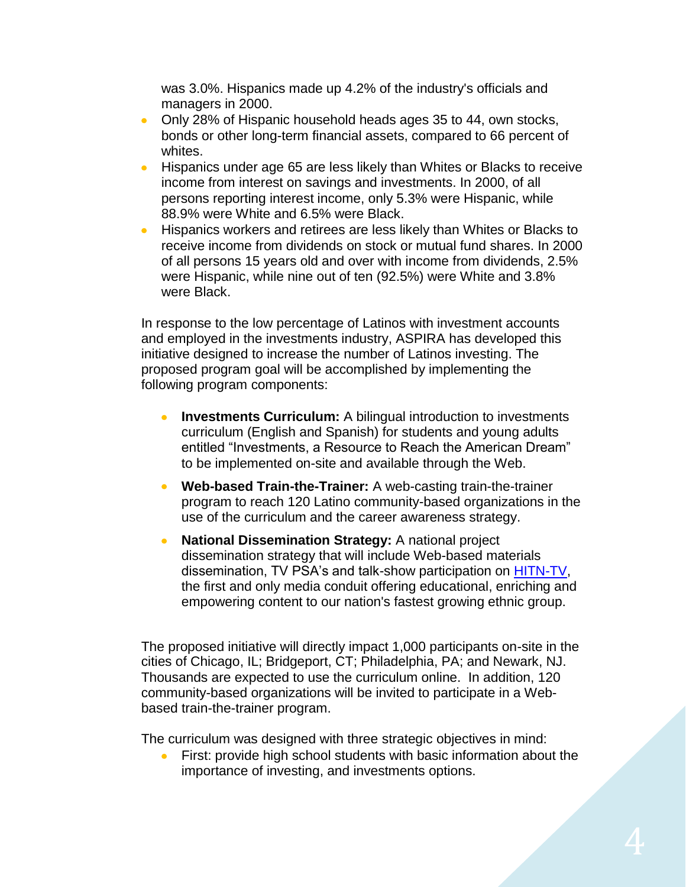was 3.0%. Hispanics made up 4.2% of the industry's officials and managers in 2000.

- Only 28% of Hispanic household heads ages 35 to 44, own stocks, bonds or other long-term financial assets, compared to 66 percent of whites.
- Hispanics under age 65 are less likely than Whites or Blacks to receive income from interest on savings and investments. In 2000, of all persons reporting interest income, only 5.3% were Hispanic, while 88.9% were White and 6.5% were Black.
- Hispanics workers and retirees are less likely than Whites or Blacks to receive income from dividends on stock or mutual fund shares. In 2000 of all persons 15 years old and over with income from dividends, 2.5% were Hispanic, while nine out of ten (92.5%) were White and 3.8% were Black.

In response to the low percentage of Latinos with investment accounts and employed in the investments industry, ASPIRA has developed this initiative designed to increase the number of Latinos investing. The proposed program goal will be accomplished by implementing the following program components:

- **Investments Curriculum:** A bilingual introduction to investments curriculum (English and Spanish) for students and young adults entitled "Investments, a Resource to Reach the American Dream" to be implemented on-site and available through the Web.
- **Web-based Train-the-Trainer:** A web-casting train-the-trainer program to reach 120 Latino community-based organizations in the use of the curriculum and the career awareness strategy.
- **National Dissemination Strategy:** A national project dissemination strategy that will include Web-based materials dissemination, TV PSA's and talk-show participation on HITN-TV, the first and only media conduit offering educational, enriching and empowering content to our nation's fastest growing ethnic group.

The proposed initiative will directly impact 1,000 participants on-site in the cities of Chicago, IL; Bridgeport, CT; Philadelphia, PA; and Newark, NJ. Thousands are expected to use the curriculum online. In addition, 120 community-based organizations will be invited to participate in a Web-based train-the-trainer program.

The curriculum was designed with three strategic objectives in mind:

- First: provide high school students with basic information about the importance of investing, and investments options.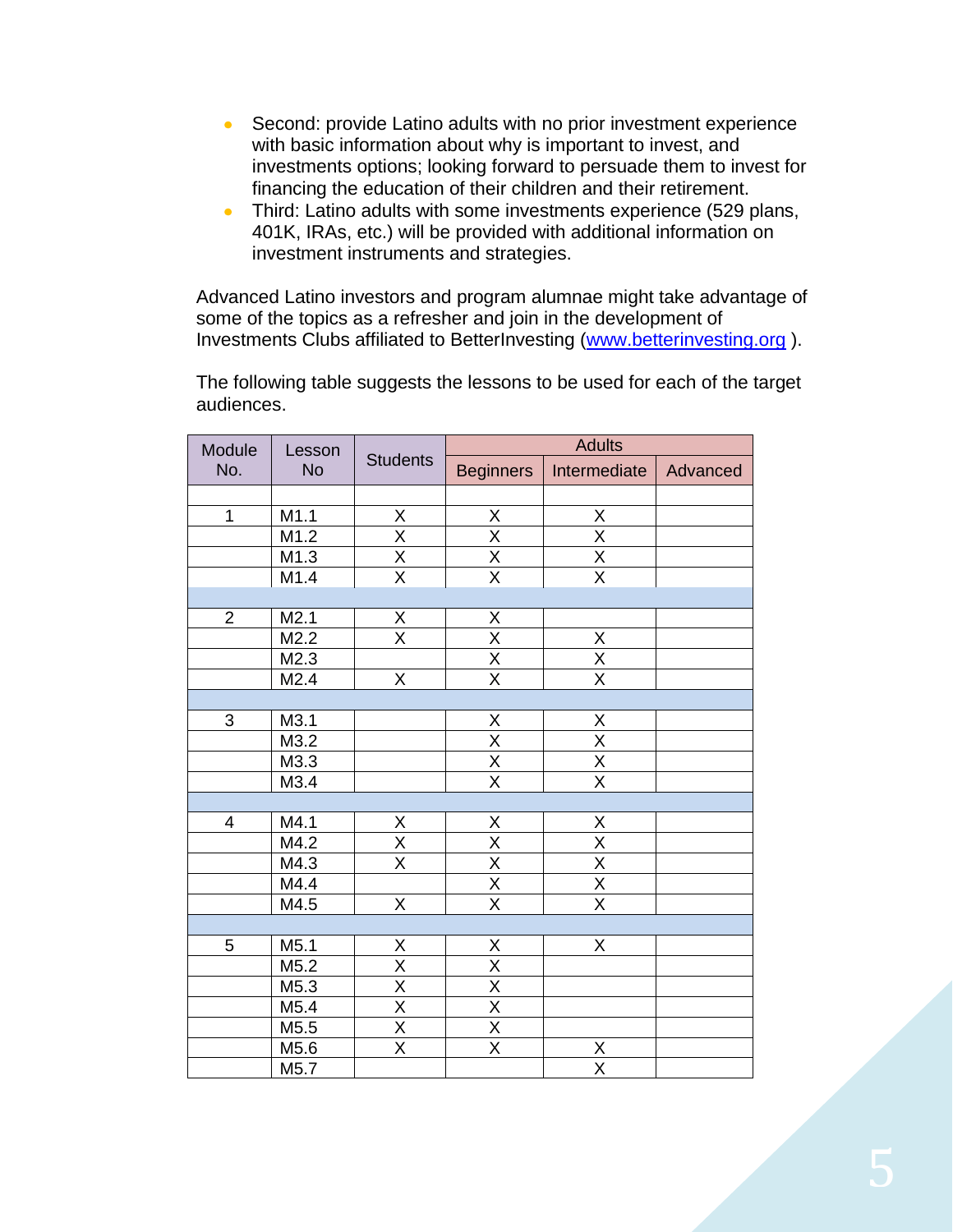- Second: provide Latino adults with no prior investment experience with basic information about why is important to invest, and investments options; looking forward to persuade them to invest for financing the education of their children and their retirement.
- Third: Latino adults with some investments experience (529 plans, 401K, IRAs, etc.) will be provided with additional information on investment instruments and strategies.

Advanced Latino investors and program alumnae might take advantage of some of the topics as a refresher and join in the development of Investments Clubs affiliated to BetterInvesting (www.betterinvesting.org ).

The following table suggests the lessons to be used for each of the target audiences.

| Module No. | Lesson No | Students | Adults | | |
|---|---|---|---|---|---|
| | | | Beginners | Intermediate | Advanced |
| | | | | | |
| 1 | M1.1 | X | X | X | |
| | M1.2 | X | X | X | |
| | M1.3 | X | X | X | |
| | M1.4 | X | X | X | |
| | | | | | |
| 2 | M2.1 | X | X | | |
| | M2.2 | X | X | X | |
| | M2.3 | | X | X | |
| | M2.4 | X | X | X | |
| | | | | | |
| 3 | M3.1 | | X | X | |
| | M3.2 | | X | X | |
| | M3.3 | | X | X | |
| | M3.4 | | X | X | |
| | | | | | |
| 4 | M4.1 | X | X | X | |
| | M4.2 | X | X | X | |
| | M4.3 | X | X | X | |
| | M4.4 | | X | X | |
| | M4.5 | X | X | X | |
| | | | | | |
| 5 | M5.1 | X | X | X | |
| | M5.2 | X | X | | |
| | M5.3 | X | X | | |
| | M5.4 | X | X | | |
| | M5.5 | X | X | | |
| | M5.6 | X | X | X | |
| | M5.7 | | | X | |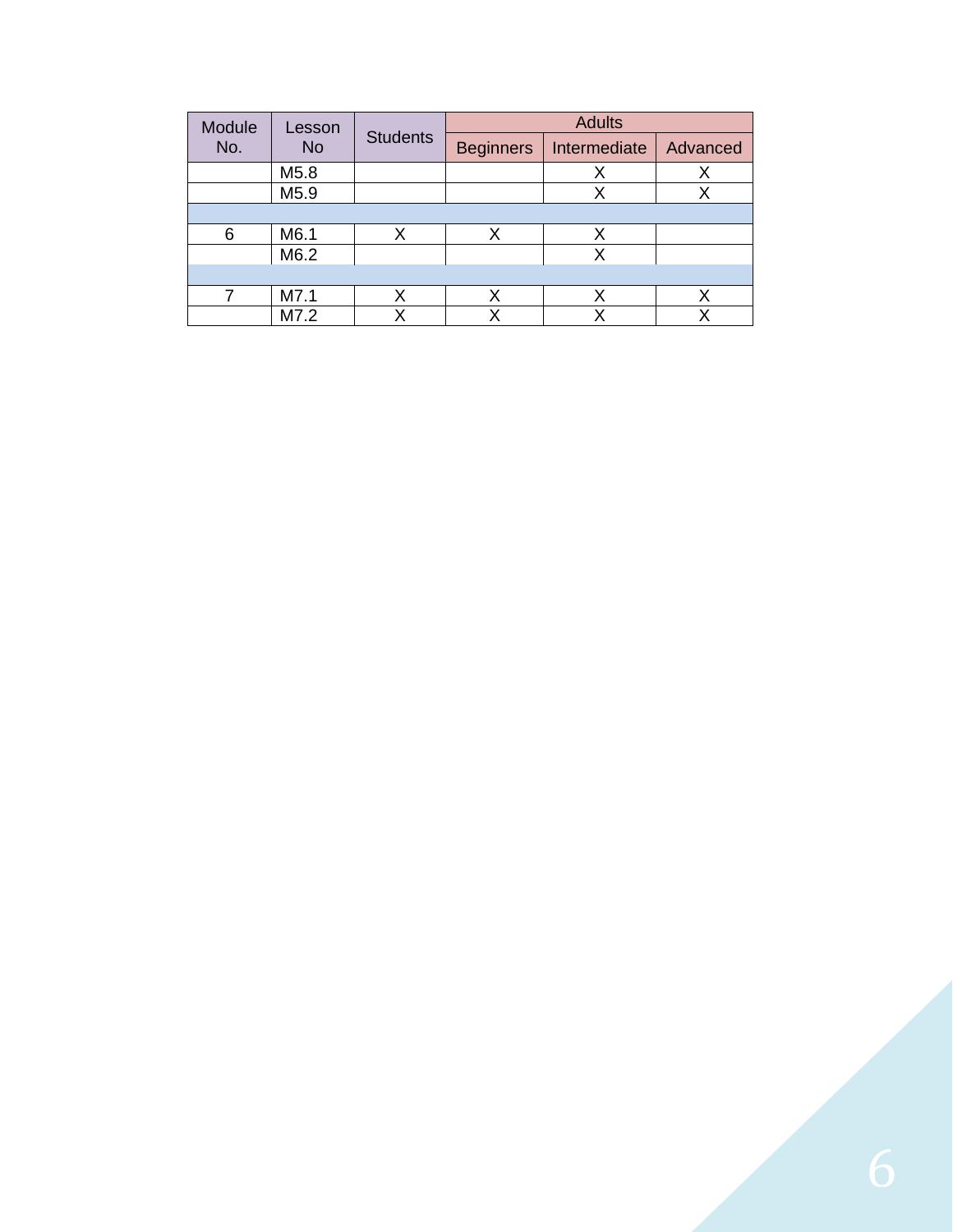| Module No. | Lesson No | Students | Adults | | |
|---|---|---|---|---|---|
| | | | Beginners | Intermediate | Advanced |
| | M5.8 | | | X | X |
| | M5.9 | | | X | X |
| | | | | | |
| 6 | M6.1 | X | X | X | |
| | M6.2 | | | X | |
| | | | | | |
| 7 | M7.1 | X | X | X | X |
| | M7.2 | X | X | X | X |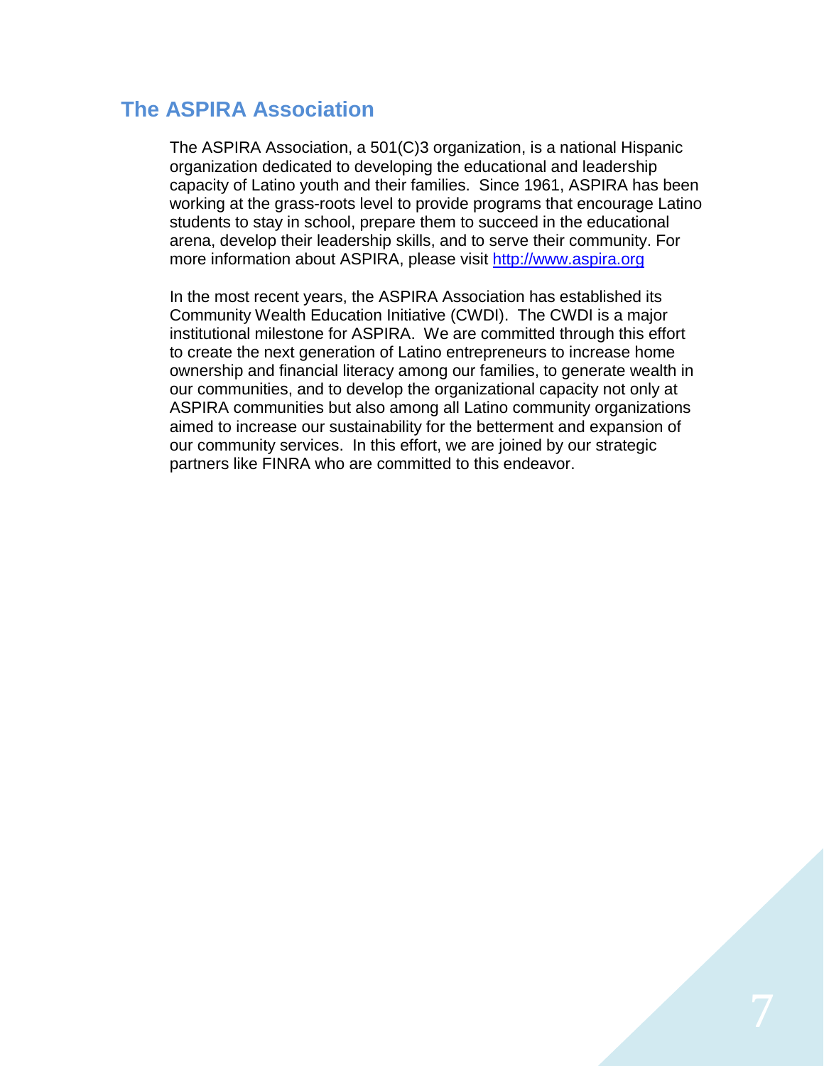## The ASPIRA Association

The ASPIRA Association, a 501(C)3 organization, is a national Hispanic organization dedicated to developing the educational and leadership capacity of Latino youth and their families. Since 1961, ASPIRA has been working at the grass-roots level to provide programs that encourage Latino students to stay in school, prepare them to succeed in the educational arena, develop their leadership skills, and to serve their community. For more information about ASPIRA, please visit [http://www.aspira.org](http://www.aspira.org)

In the most recent years, the ASPIRA Association has established its Community Wealth Education Initiative (CWDI). The CWDI is a major institutional milestone for ASPIRA. We are committed through this effort to create the next generation of Latino entrepreneurs to increase home ownership and financial literacy among our families, to generate wealth in our communities, and to develop the organizational capacity not only at ASPIRA communities but also among all Latino community organizations aimed to increase our sustainability for the betterment and expansion of our community services. In this effort, we are joined by our strategic partners like FINRA who are committed to this endeavor.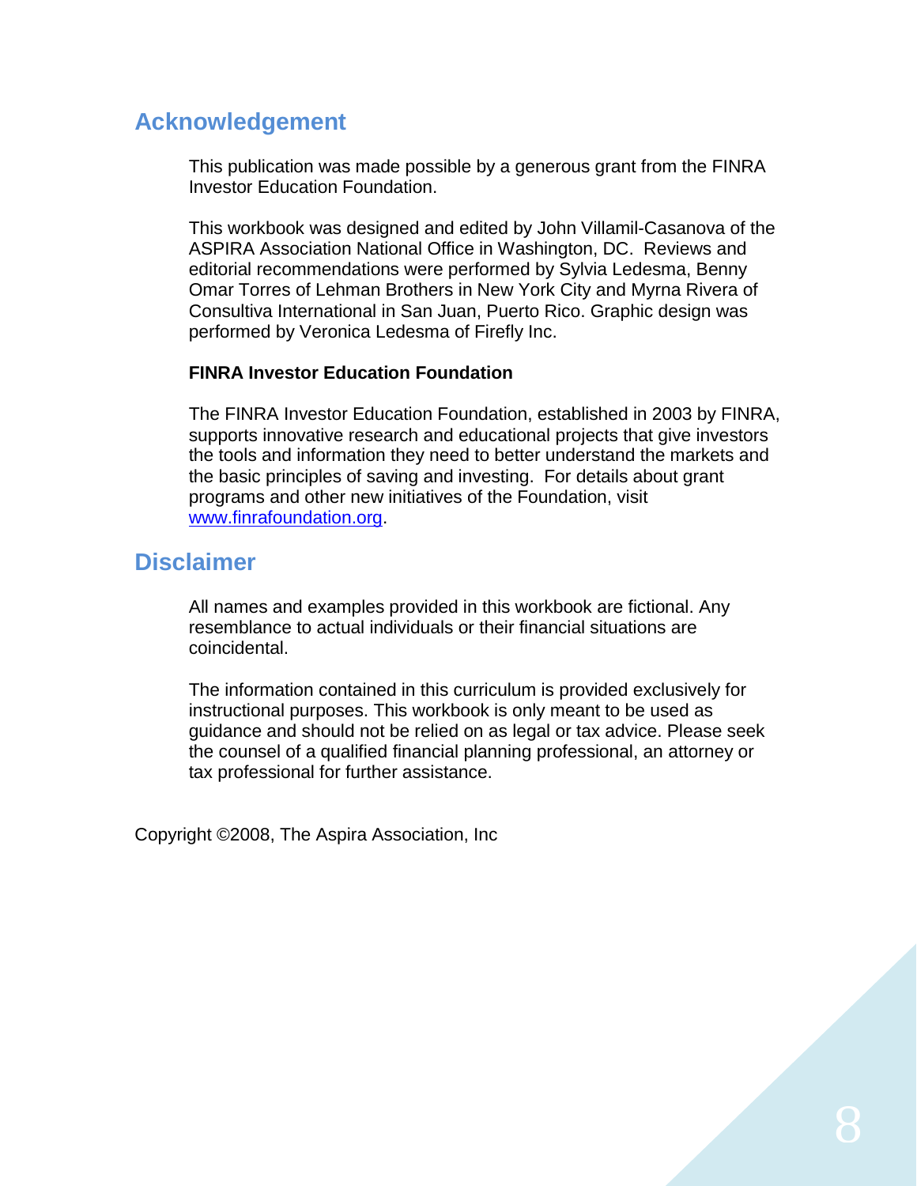## Acknowledgement

This publication was made possible by a generous grant from the FINRA Investor Education Foundation.

This workbook was designed and edited by John Villamil-Casanova of the ASPIRA Association National Office in Washington, DC. Reviews and editorial recommendations were performed by Sylvia Ledesma, Benny Omar Torres of Lehman Brothers in New York City and Myrna Rivera of Consultiva International in San Juan, Puerto Rico. Graphic design was performed by Veronica Ledesma of Firefly Inc.

**FINRA Investor Education Foundation**

The FINRA Investor Education Foundation, established in 2003 by FINRA, supports innovative research and educational projects that give investors the tools and information they need to better understand the markets and the basic principles of saving and investing. For details about grant programs and other new initiatives of the Foundation, visit [www.finrafoundation.org](http://www.finrafoundation.org).

## Disclaimer

All names and examples provided in this workbook are fictional. Any resemblance to actual individuals or their financial situations are coincidental.

The information contained in this curriculum is provided exclusively for instructional purposes. This workbook is only meant to be used as guidance and should not be relied on as legal or tax advice. Please seek the counsel of a qualified financial planning professional, an attorney or tax professional for further assistance.

Copyright ©2008, The Aspira Association, Inc